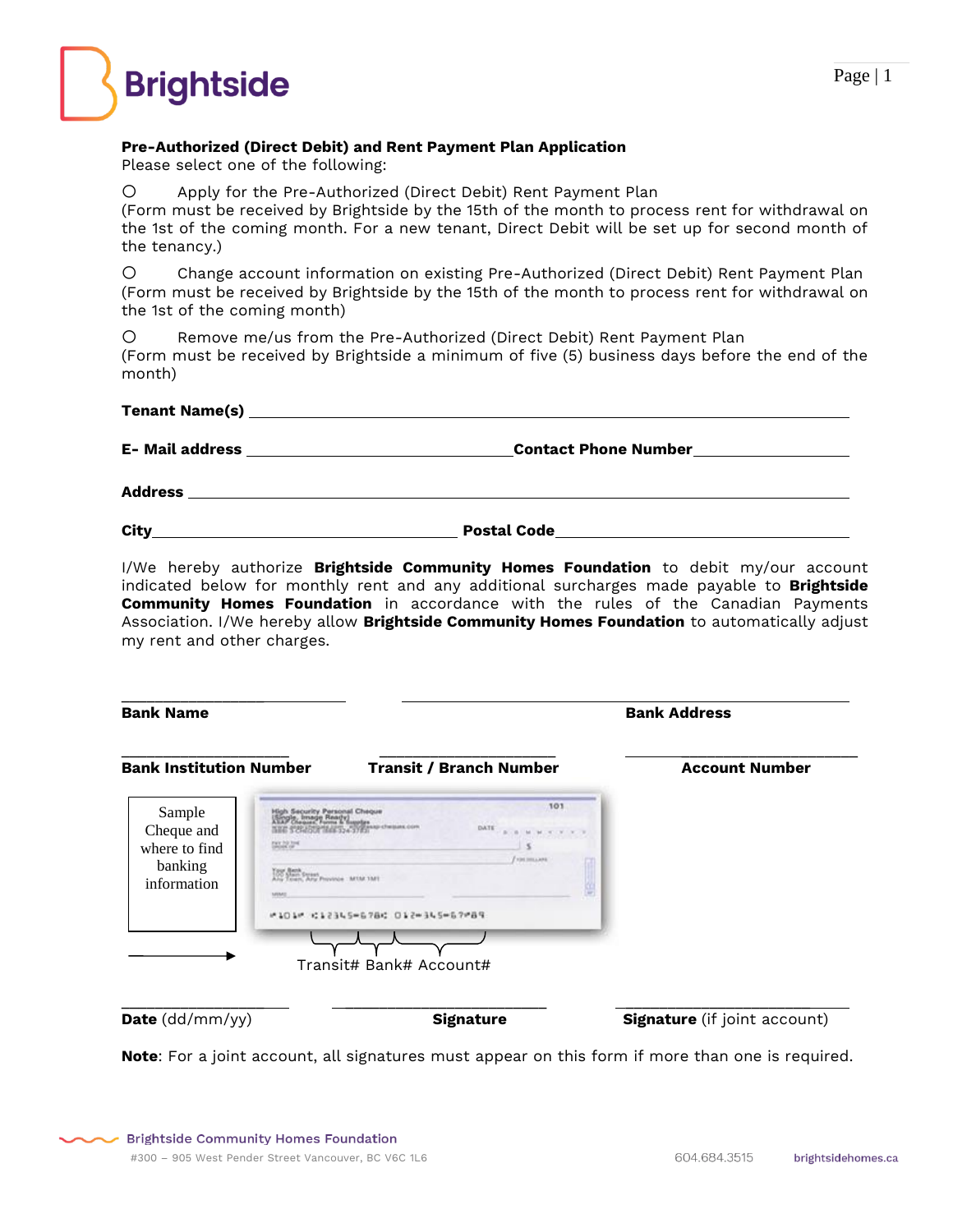**Pre-Authorized (Direct Debit) and Rent Payment Plan Application**

Please select one of the following:

○ Apply for the Pre-Authorized (Direct Debit) Rent Payment Plan
(Form must be received by Brightside by the 15th of the month to process rent for withdrawal on the 1st of the coming month. For a new tenant, Direct Debit will be set up for second month of the tenancy.)

○ Change account information on existing Pre-Authorized (Direct Debit) Rent Payment Plan
(Form must be received by Brightside by the 15th of the month to process rent for withdrawal on the 1st of the coming month)

○ Remove me/us from the Pre-Authorized (Direct Debit) Rent Payment Plan
(Form must be received by Brightside a minimum of five (5) business days before the end of the month)

**Tenant Name(s)** ______________________________________________

**E- Mail address** ______________________ **Contact Phone Number** ______________

**Address** ______________________________________________

**City** ______________________ **Postal Code** ______________________

I/We hereby authorize **Brightside Community Homes Foundation** to debit my/our account indicated below for monthly rent and any additional surcharges made payable to **Brightside Community Homes Foundation** in accordance with the rules of the Canadian Payments Association. I/We hereby allow **Brightside Community Homes Foundation** to automatically adjust my rent and other charges.

______________________ ______________________

**Bank Name** **Bank Address**

______________________ ______________________ ______________________

**Bank Institution Number** **Transit / Branch Number** **Account Number**

Sample Cheque and where to find banking information

Transit# Bank# Account#

______________________ ______________________ ______________________

**Date** (dd/mm/yy) **Signature** **Signature** (if joint account)

**Note**: For a joint account, all signatures must appear on this form if more than one is required.

Brightside Community Homes Foundation
#300 – 905 West Pender Street Vancouver, BC V6C 1L6
604.684.3515
brightsidehomes.ca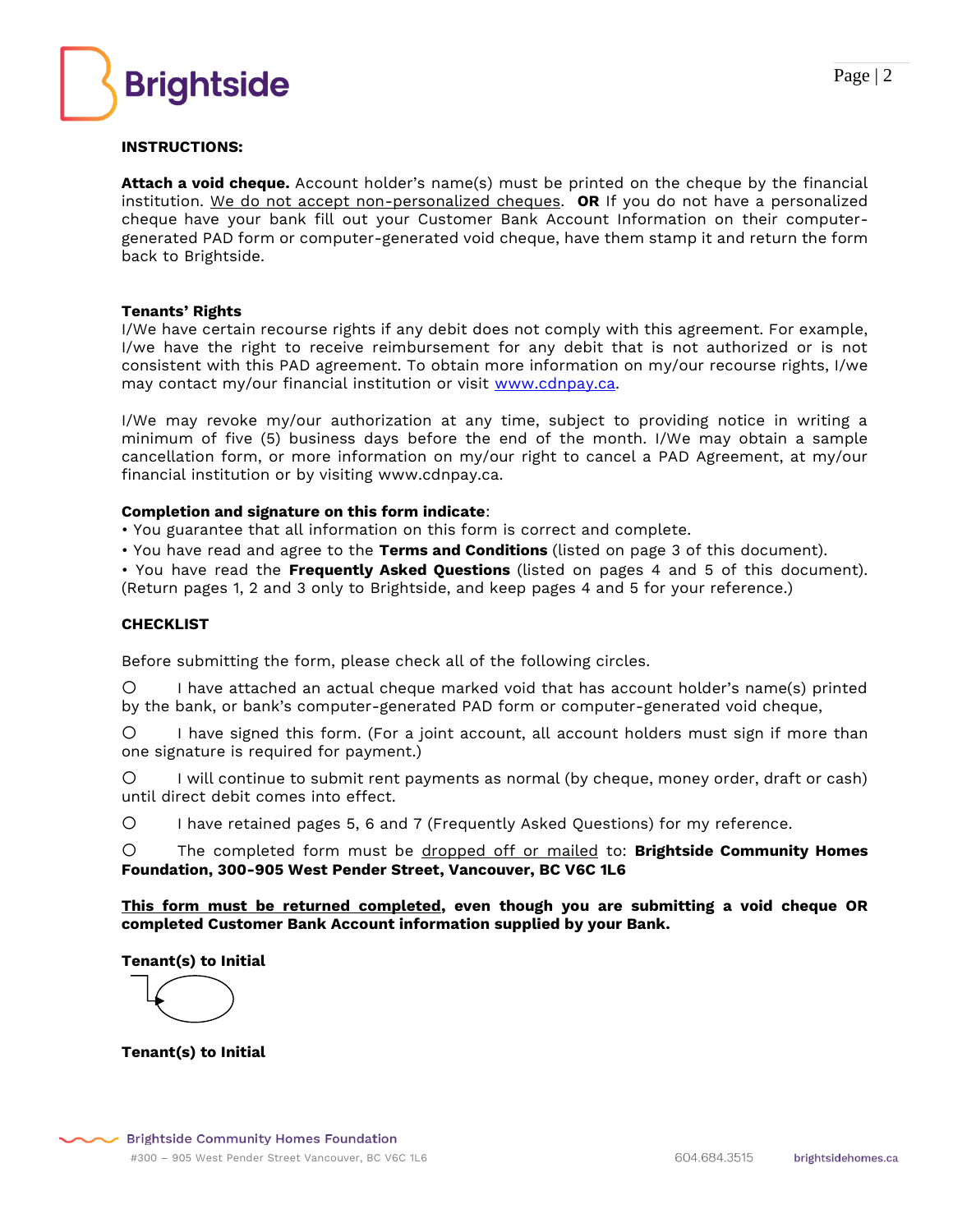**INSTRUCTIONS:**

**Attach a void cheque.** Account holder's name(s) must be printed on the cheque by the financial institution. We do not accept non-personalized cheques. **OR** If you do not have a personalized cheque have your bank fill out your Customer Bank Account Information on their computer-generated PAD form or computer-generated void cheque, have them stamp it and return the form back to Brightside.

**Tenants' Rights**

I/We have certain recourse rights if any debit does not comply with this agreement. For example, I/we have the right to receive reimbursement for any debit that is not authorized or is not consistent with this PAD agreement. To obtain more information on my/our recourse rights, I/we may contact my/our financial institution or visit [www.cdnpay.ca](http://www.cdnpay.ca).

I/We may revoke my/our authorization at any time, subject to providing notice in writing a minimum of five (5) business days before the end of the month. I/We may obtain a sample cancellation form, or more information on my/our right to cancel a PAD Agreement, at my/our financial institution or by visiting www.cdnpay.ca.

**Completion and signature on this form indicate**:

- You guarantee that all information on this form is correct and complete.
- You have read and agree to the **Terms and Conditions** (listed on page 3 of this document).
- You have read the **Frequently Asked Questions** (listed on pages 4 and 5 of this document). (Return pages 1, 2 and 3 only to Brightside, and keep pages 4 and 5 for your reference.)

**CHECKLIST**

Before submitting the form, please check all of the following circles.

○ I have attached an actual cheque marked void that has account holder's name(s) printed by the bank, or bank's computer-generated PAD form or computer-generated void cheque,

○ I have signed this form. (For a joint account, all account holders must sign if more than one signature is required for payment.)

○ I will continue to submit rent payments as normal (by cheque, money order, draft or cash) until direct debit comes into effect.

○ I have retained pages 5, 6 and 7 (Frequently Asked Questions) for my reference.

○ The completed form must be dropped off or mailed to: **Brightside Community Homes Foundation, 300-905 West Pender Street, Vancouver, BC V6C 1L6**

**This form must be returned completed, even though you are submitting a void cheque OR completed Customer Bank Account information supplied by your Bank.**

**Tenant(s) to Initial**

**Tenant(s) to Initial**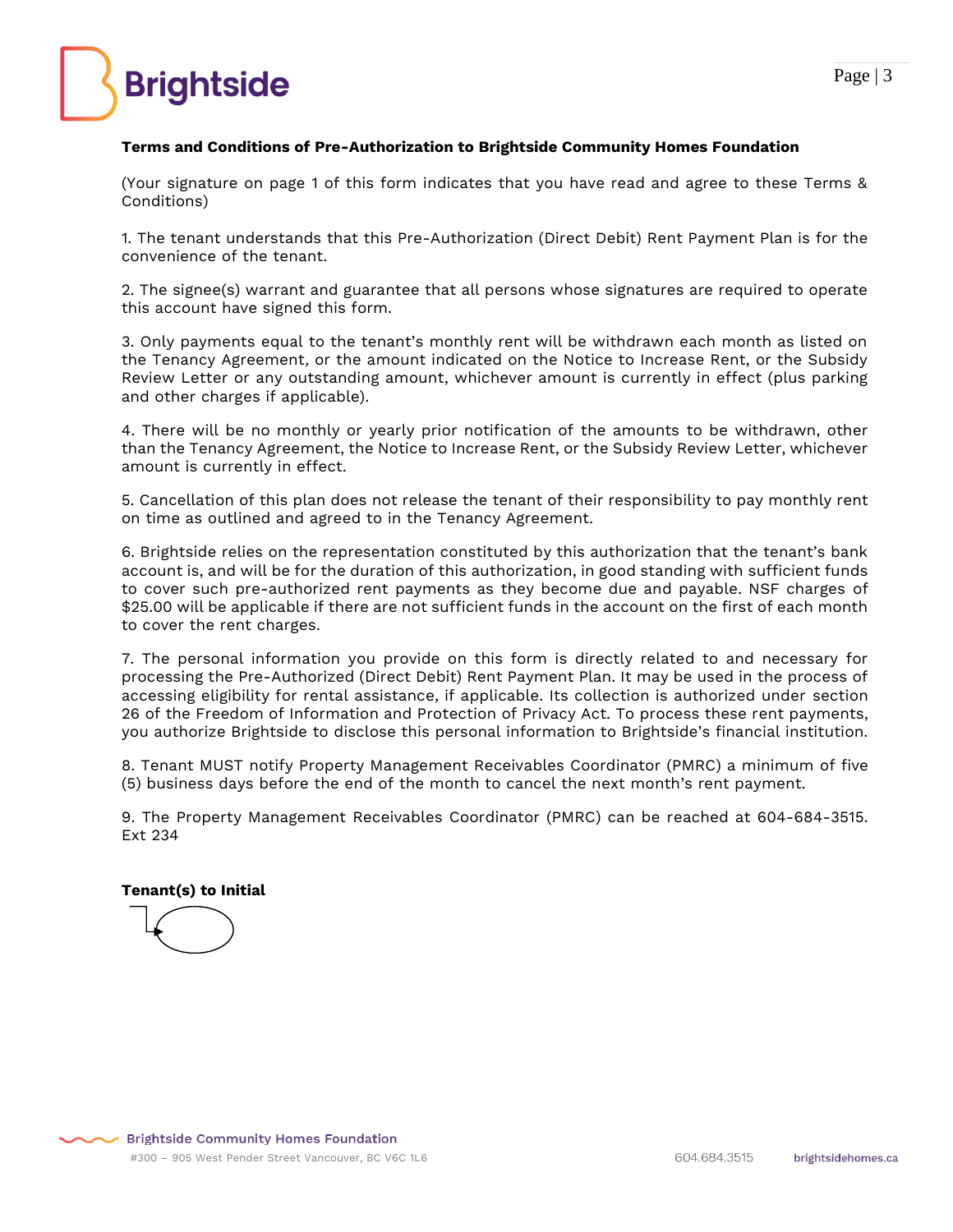**Terms and Conditions of Pre-Authorization to Brightside Community Homes Foundation**

(Your signature on page 1 of this form indicates that you have read and agree to these Terms & Conditions)

1. The tenant understands that this Pre-Authorization (Direct Debit) Rent Payment Plan is for the convenience of the tenant.

2. The signee(s) warrant and guarantee that all persons whose signatures are required to operate this account have signed this form.

3. Only payments equal to the tenant's monthly rent will be withdrawn each month as listed on the Tenancy Agreement, or the amount indicated on the Notice to Increase Rent, or the Subsidy Review Letter or any outstanding amount, whichever amount is currently in effect (plus parking and other charges if applicable).

4. There will be no monthly or yearly prior notification of the amounts to be withdrawn, other than the Tenancy Agreement, the Notice to Increase Rent, or the Subsidy Review Letter, whichever amount is currently in effect.

5. Cancellation of this plan does not release the tenant of their responsibility to pay monthly rent on time as outlined and agreed to in the Tenancy Agreement.

6. Brightside relies on the representation constituted by this authorization that the tenant's bank account is, and will be for the duration of this authorization, in good standing with sufficient funds to cover such pre-authorized rent payments as they become due and payable. NSF charges of $25.00 will be applicable if there are not sufficient funds in the account on the first of each month to cover the rent charges.

7. The personal information you provide on this form is directly related to and necessary for processing the Pre-Authorized (Direct Debit) Rent Payment Plan. It may be used in the process of accessing eligibility for rental assistance, if applicable. Its collection is authorized under section 26 of the Freedom of Information and Protection of Privacy Act. To process these rent payments, you authorize Brightside to disclose this personal information to Brightside's financial institution.

8. Tenant MUST notify Property Management Receivables Coordinator (PMRC) a minimum of five (5) business days before the end of the month to cancel the next month's rent payment.

9. The Property Management Receivables Coordinator (PMRC) can be reached at 604-684-3515. Ext 234

**Tenant(s) to Initial**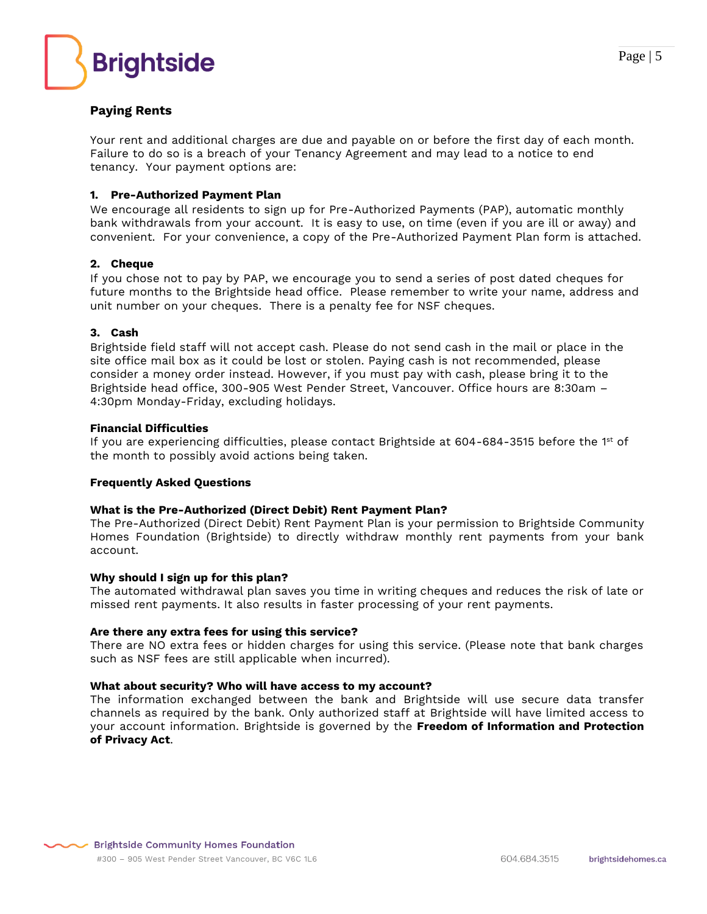## Paying Rents

Your rent and additional charges are due and payable on or before the first day of each month. Failure to do so is a breach of your Tenancy Agreement and may lead to a notice to end tenancy. Your payment options are:

### 1. Pre-Authorized Payment Plan

We encourage all residents to sign up for Pre-Authorized Payments (PAP), automatic monthly bank withdrawals from your account. It is easy to use, on time (even if you are ill or away) and convenient. For your convenience, a copy of the Pre-Authorized Payment Plan form is attached.

### 2. Cheque

If you chose not to pay by PAP, we encourage you to send a series of post dated cheques for future months to the Brightside head office. Please remember to write your name, address and unit number on your cheques. There is a penalty fee for NSF cheques.

### 3. Cash

Brightside field staff will not accept cash. Please do not send cash in the mail or place in the site office mail box as it could be lost or stolen. Paying cash is not recommended, please consider a money order instead. However, if you must pay with cash, please bring it to the Brightside head office, 300-905 West Pender Street, Vancouver. Office hours are 8:30am – 4:30pm Monday-Friday, excluding holidays.

### Financial Difficulties

If you are experiencing difficulties, please contact Brightside at 604-684-3515 before the 1st of the month to possibly avoid actions being taken.

### Frequently Asked Questions

**What is the Pre-Authorized (Direct Debit) Rent Payment Plan?**
The Pre-Authorized (Direct Debit) Rent Payment Plan is your permission to Brightside Community Homes Foundation (Brightside) to directly withdraw monthly rent payments from your bank account.

**Why should I sign up for this plan?**
The automated withdrawal plan saves you time in writing cheques and reduces the risk of late or missed rent payments. It also results in faster processing of your rent payments.

**Are there any extra fees for using this service?**
There are NO extra fees or hidden charges for using this service. (Please note that bank charges such as NSF fees are still applicable when incurred).

**What about security? Who will have access to my account?**
The information exchanged between the bank and Brightside will use secure data transfer channels as required by the bank. Only authorized staff at Brightside will have limited access to your account information. Brightside is governed by the **Freedom of Information and Protection of Privacy Act**.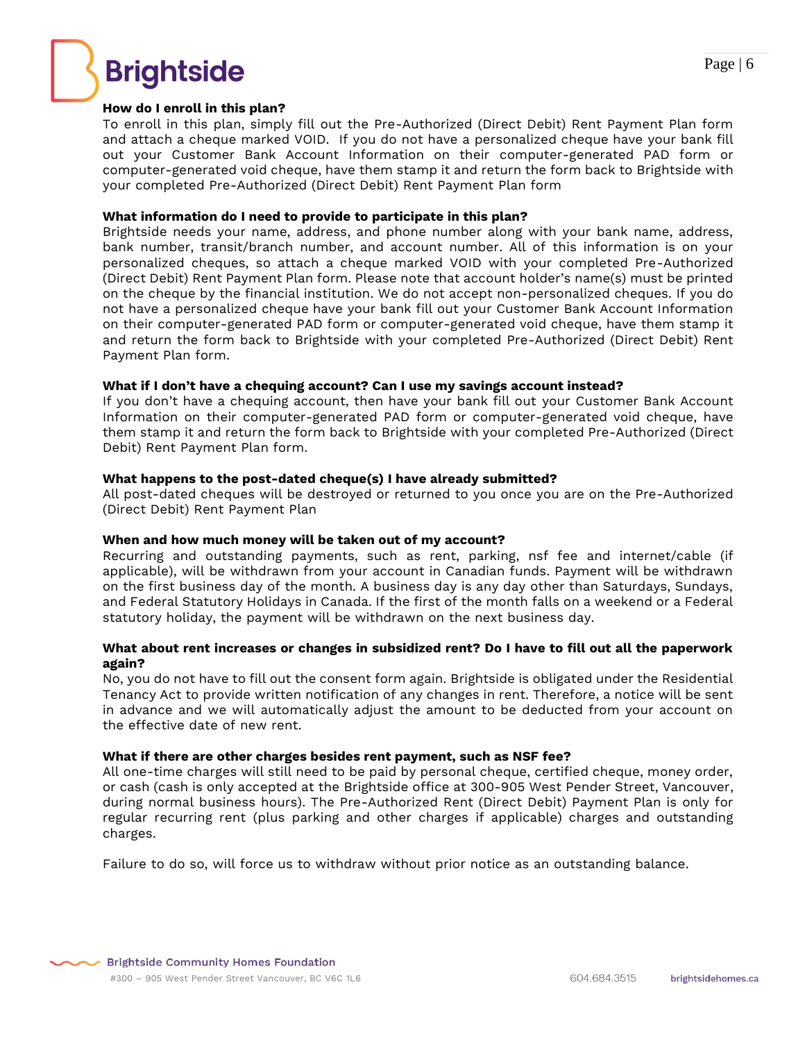**How do I enroll in this plan?**

To enroll in this plan, simply fill out the Pre-Authorized (Direct Debit) Rent Payment Plan form and attach a cheque marked VOID. If you do not have a personalized cheque have your bank fill out your Customer Bank Account Information on their computer-generated PAD form or computer-generated void cheque, have them stamp it and return the form back to Brightside with your completed Pre-Authorized (Direct Debit) Rent Payment Plan form

**What information do I need to provide to participate in this plan?**

Brightside needs your name, address, and phone number along with your bank name, address, bank number, transit/branch number, and account number. All of this information is on your personalized cheques, so attach a cheque marked VOID with your completed Pre-Authorized (Direct Debit) Rent Payment Plan form. Please note that account holder's name(s) must be printed on the cheque by the financial institution. We do not accept non-personalized cheques. If you do not have a personalized cheque have your bank fill out your Customer Bank Account Information on their computer-generated PAD form or computer-generated void cheque, have them stamp it and return the form back to Brightside with your completed Pre-Authorized (Direct Debit) Rent Payment Plan form.

**What if I don't have a chequing account? Can I use my savings account instead?**

If you don't have a chequing account, then have your bank fill out your Customer Bank Account Information on their computer-generated PAD form or computer-generated void cheque, have them stamp it and return the form back to Brightside with your completed Pre-Authorized (Direct Debit) Rent Payment Plan form.

**What happens to the post-dated cheque(s) I have already submitted?**

All post-dated cheques will be destroyed or returned to you once you are on the Pre-Authorized (Direct Debit) Rent Payment Plan

**When and how much money will be taken out of my account?**

Recurring and outstanding payments, such as rent, parking, nsf fee and internet/cable (if applicable), will be withdrawn from your account in Canadian funds. Payment will be withdrawn on the first business day of the month. A business day is any day other than Saturdays, Sundays, and Federal Statutory Holidays in Canada. If the first of the month falls on a weekend or a Federal statutory holiday, the payment will be withdrawn on the next business day.

**What about rent increases or changes in subsidized rent? Do I have to fill out all the paperwork again?**

No, you do not have to fill out the consent form again. Brightside is obligated under the Residential Tenancy Act to provide written notification of any changes in rent. Therefore, a notice will be sent in advance and we will automatically adjust the amount to be deducted from your account on the effective date of new rent.

**What if there are other charges besides rent payment, such as NSF fee?**

All one-time charges will still need to be paid by personal cheque, certified cheque, money order, or cash (cash is only accepted at the Brightside office at 300-905 West Pender Street, Vancouver, during normal business hours). The Pre-Authorized Rent (Direct Debit) Payment Plan is only for regular recurring rent (plus parking and other charges if applicable) charges and outstanding charges.

Failure to do so, will force us to withdraw without prior notice as an outstanding balance.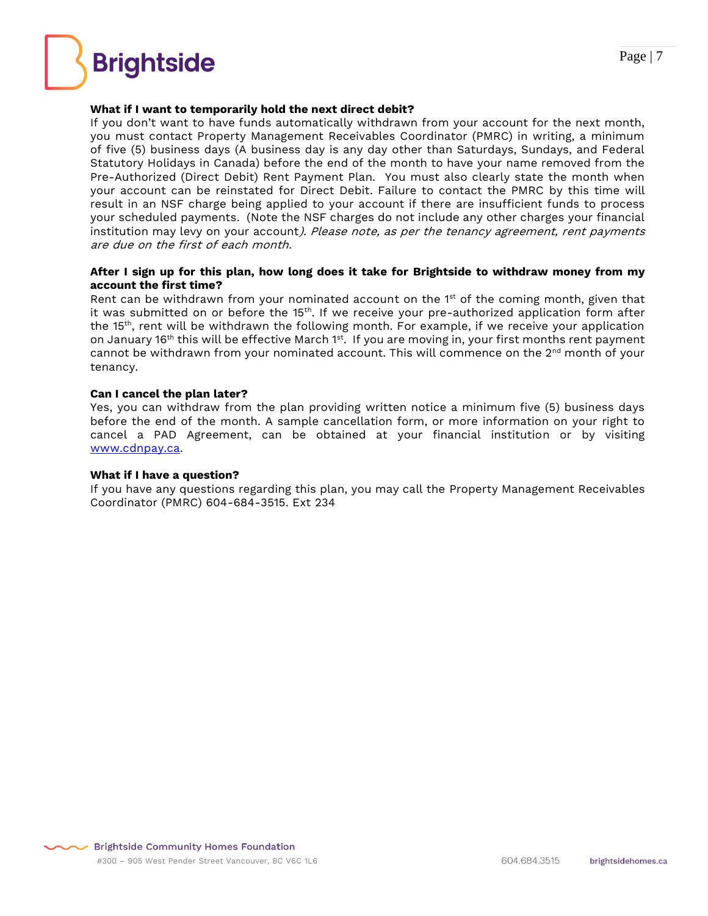**What if I want to temporarily hold the next direct debit?**

If you don't want to have funds automatically withdrawn from your account for the next month, you must contact Property Management Receivables Coordinator (PMRC) in writing, a minimum of five (5) business days (A business day is any day other than Saturdays, Sundays, and Federal Statutory Holidays in Canada) before the end of the month to have your name removed from the Pre-Authorized (Direct Debit) Rent Payment Plan. You must also clearly state the month when your account can be reinstated for Direct Debit. Failure to contact the PMRC by this time will result in an NSF charge being applied to your account if there are insufficient funds to process your scheduled payments. (Note the NSF charges do not include any other charges your financial institution may levy on your account*). Please note, as per the tenancy agreement, rent payments are due on the first of each month.*

**After I sign up for this plan, how long does it take for Brightside to withdraw money from my account the first time?**

Rent can be withdrawn from your nominated account on the 1st of the coming month, given that it was submitted on or before the 15th. If we receive your pre-authorized application form after the 15th, rent will be withdrawn the following month. For example, if we receive your application on January 16th this will be effective March 1st. If you are moving in, your first months rent payment cannot be withdrawn from your nominated account. This will commence on the 2nd month of your tenancy.

**Can I cancel the plan later?**

Yes, you can withdraw from the plan providing written notice a minimum five (5) business days before the end of the month. A sample cancellation form, or more information on your right to cancel a PAD Agreement, can be obtained at your financial institution or by visiting [www.cdnpay.ca](http://www.cdnpay.ca).

**What if I have a question?**

If you have any questions regarding this plan, you may call the Property Management Receivables Coordinator (PMRC) 604-684-3515. Ext 234